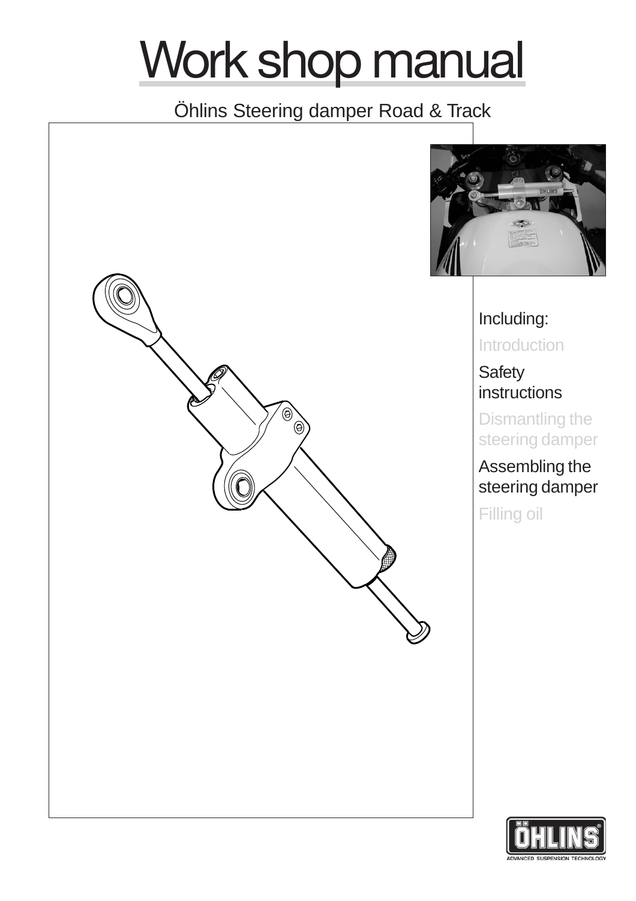# Work shop manual

Öhlins Steering damper Road & Track

Including:

- Introduction
- Safety instructions
- Dismantling the steering damper
- Assembling the steering damper
- Filling oil

ÖHLINS
ADVANCED SUSPENSION TECHNOLOGY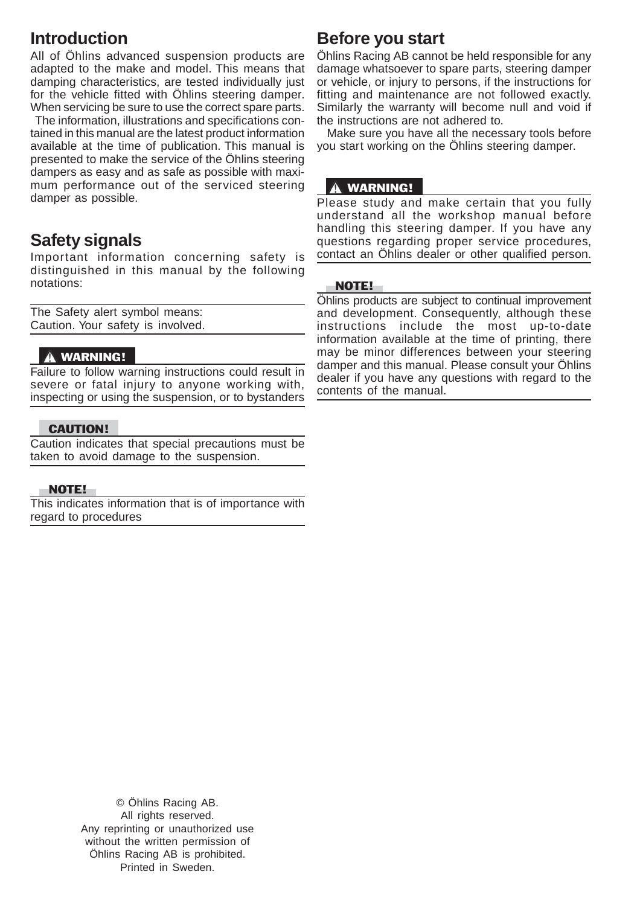## Introduction

All of Öhlins advanced suspension products are adapted to the make and model. This means that damping characteristics, are tested individually just for the vehicle fitted with Öhlins steering damper. When servicing be sure to use the correct spare parts.

The information, illustrations and specifications contained in this manual are the latest product information available at the time of publication. This manual is presented to make the service of the Öhlins steering dampers as easy and as safe as possible with maximum performance out of the serviced steering damper as possible.

## Safety signals

Important information concerning safety is distinguished in this manual by the following notations:

The Safety alert symbol means:
Caution. Your safety is involved.

**⚠ WARNING!**

Failure to follow warning instructions could result in severe or fatal injury to anyone working with, inspecting or using the suspension, or to bystanders

**CAUTION!**

Caution indicates that special precautions must be taken to avoid damage to the suspension.

**NOTE!**

This indicates information that is of importance with regard to procedures

## Before you start

Öhlins Racing AB cannot be held responsible for any damage whatsoever to spare parts, steering damper or vehicle, or injury to persons, if the instructions for fitting and maintenance are not followed exactly. Similarly the warranty will become null and void if the instructions are not adhered to.

Make sure you have all the necessary tools before you start working on the Öhlins steering damper.

**⚠ WARNING!**

Please study and make certain that you fully understand all the workshop manual before handling this steering damper. If you have any questions regarding proper service procedures, contact an Öhlins dealer or other qualified person.

**NOTE!**

Öhlins products are subject to continual improvement and development. Consequently, although these instructions include the most up-to-date information available at the time of printing, there may be minor differences between your steering damper and this manual. Please consult your Öhlins dealer if you have any questions with regard to the contents of the manual.

© Öhlins Racing AB.
All rights reserved.
Any reprinting or unauthorized use without the written permission of Öhlins Racing AB is prohibited.
Printed in Sweden.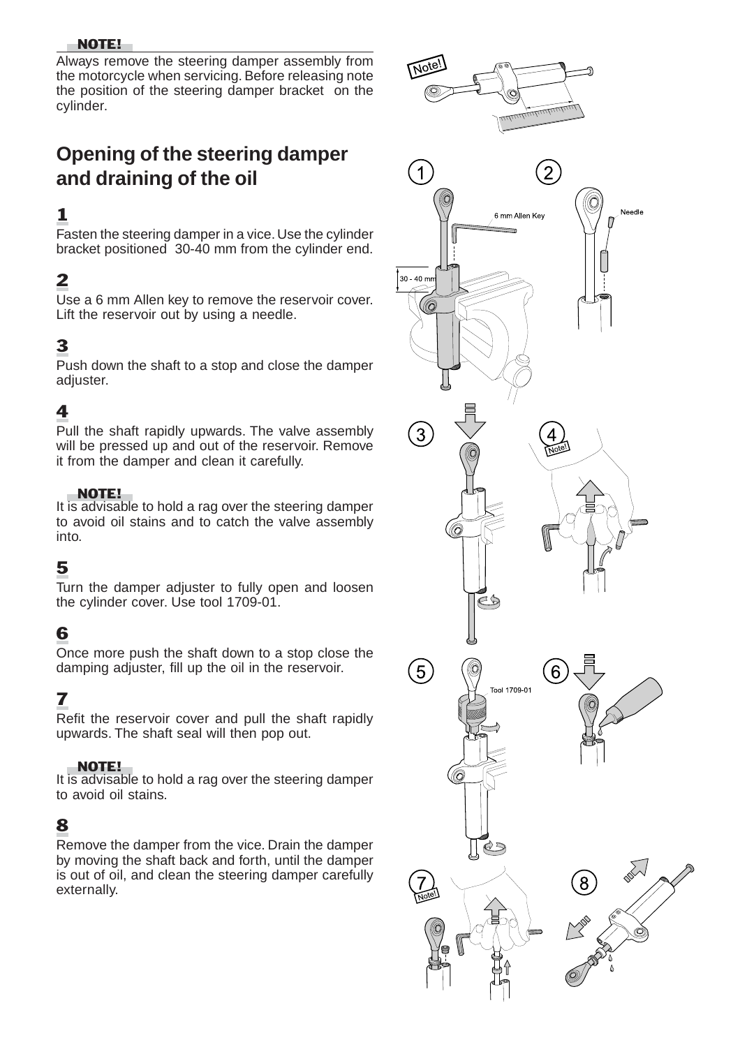**NOTE!**

Always remove the steering damper assembly from the motorcycle when servicing. Before releasing note the position of the steering damper bracket on the cylinder.

## Opening of the steering damper and draining of the oil

### 1

Fasten the steering damper in a vice. Use the cylinder bracket positioned 30-40 mm from the cylinder end.

### 2

Use a 6 mm Allen key to remove the reservoir cover. Lift the reservoir out by using a needle.

### 3

Push down the shaft to a stop and close the damper adjuster.

### 4

Pull the shaft rapidly upwards. The valve assembly will be pressed up and out of the reservoir. Remove it from the damper and clean it carefully.

**NOTE!**

It is advisable to hold a rag over the steering damper to avoid oil stains and to catch the valve assembly into.

### 5

Turn the damper adjuster to fully open and loosen the cylinder cover. Use tool 1709-01.

### 6

Once more push the shaft down to a stop close the damping adjuster, fill up the oil in the reservoir.

### 7

Refit the reservoir cover and pull the shaft rapidly upwards. The shaft seal will then pop out.

**NOTE!**

It is advisable to hold a rag over the steering damper to avoid oil stains.

### 8

Remove the damper from the vice. Drain the damper by moving the shaft back and forth, until the damper is out of oil, and clean the steering damper carefully externally.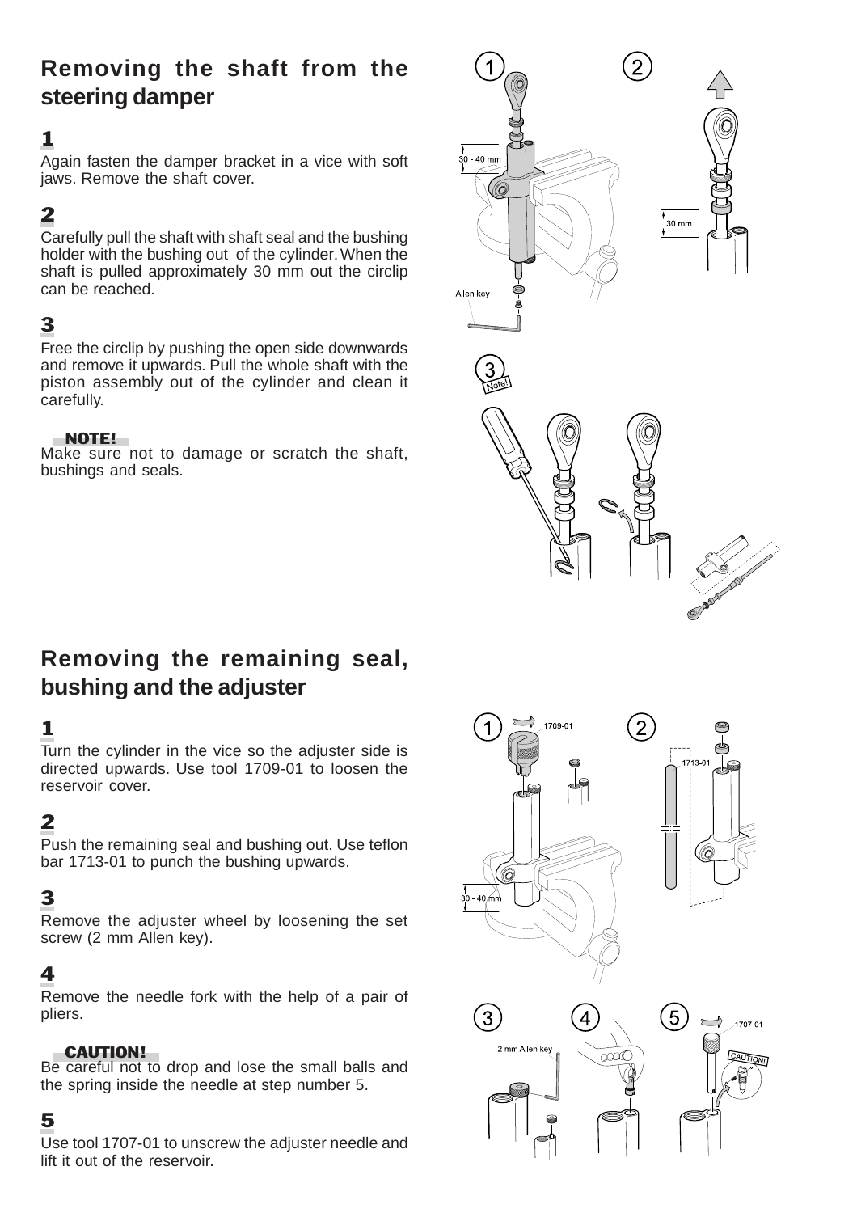## Removing the shaft from the steering damper

### 1

Again fasten the damper bracket in a vice with soft jaws. Remove the shaft cover.

### 2

Carefully pull the shaft with shaft seal and the bushing holder with the bushing out of the cylinder. When the shaft is pulled approximately 30 mm out the circlip can be reached.

### 3

Free the circlip by pushing the open side downwards and remove it upwards. Pull the whole shaft with the piston assembly out of the cylinder and clean it carefully.

**NOTE!**
Make sure not to damage or scratch the shaft, bushings and seals.

## Removing the remaining seal, bushing and the adjuster

### 1

Turn the cylinder in the vice so the adjuster side is directed upwards. Use tool 1709-01 to loosen the reservoir cover.

### 2

Push the remaining seal and bushing out. Use teflon bar 1713-01 to punch the bushing upwards.

### 3

Remove the adjuster wheel by loosening the set screw (2 mm Allen key).

### 4

Remove the needle fork with the help of a pair of pliers.

**CAUTION!**
Be careful not to drop and lose the small balls and the spring inside the needle at step number 5.

### 5

Use tool 1707-01 to unscrew the adjuster needle and lift it out of the reservoir.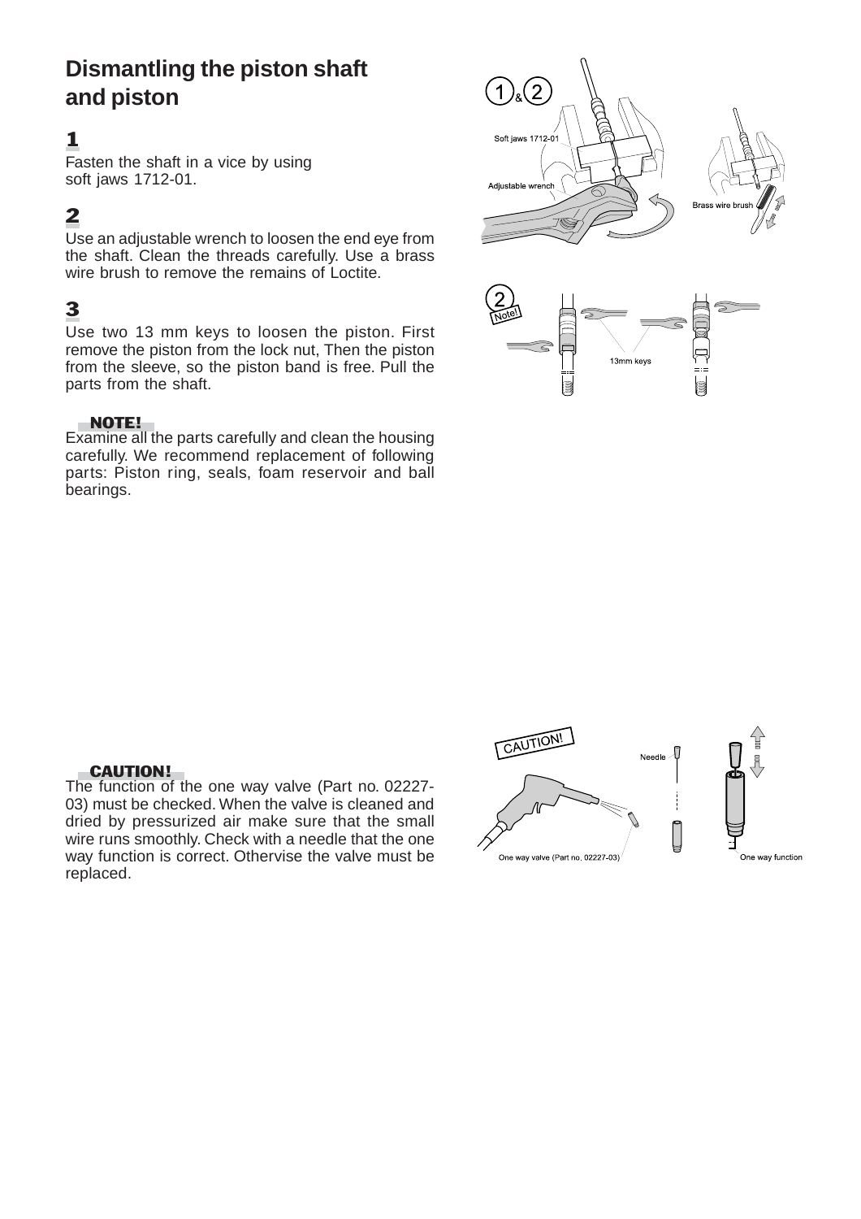# Dismantling the piston shaft and piston

## 1

Fasten the shaft in a vice by using soft jaws 1712-01.

## 2

Use an adjustable wrench to loosen the end eye from the shaft. Clean the threads carefully. Use a brass wire brush to remove the remains of Loctite.

## 3

Use two 13 mm keys to loosen the piston. First remove the piston from the lock nut, Then the piston from the sleeve, so the piston band is free. Pull the parts from the shaft.

**NOTE!**

Examine all the parts carefully and clean the housing carefully. We recommend replacement of following parts: Piston ring, seals, foam reservoir and ball bearings.

**CAUTION!**

The function of the one way valve (Part no. 02227-03) must be checked. When the valve is cleaned and dried by pressurized air make sure that the small wire runs smoothly. Check with a needle that the one way function is correct. Othervise the valve must be replaced.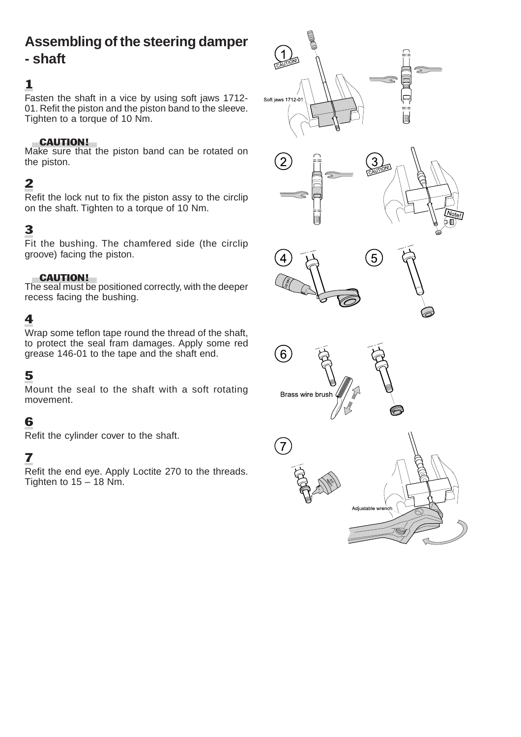# Assembling of the steering damper - shaft

## 1

Fasten the shaft in a vice by using soft jaws 1712-01. Refit the piston and the piston band to the sleeve. Tighten to a torque of 10 Nm.

**CAUTION!**
Make sure that the piston band can be rotated on the piston.

## 2

Refit the lock nut to fix the piston assy to the circlip on the shaft. Tighten to a torque of 10 Nm.

## 3

Fit the bushing. The chamfered side (the circlip groove) facing the piston.

**CAUTION!**
The seal must be positioned correctly, with the deeper recess facing the bushing.

## 4

Wrap some teflon tape round the thread of the shaft, to protect the seal fram damages. Apply some red grease 146-01 to the tape and the shaft end.

## 5

Mount the seal to the shaft with a soft rotating movement.

## 6

Refit the cylinder cover to the shaft.

## 7

Refit the end eye. Apply Loctite 270 to the threads. Tighten to 15 – 18 Nm.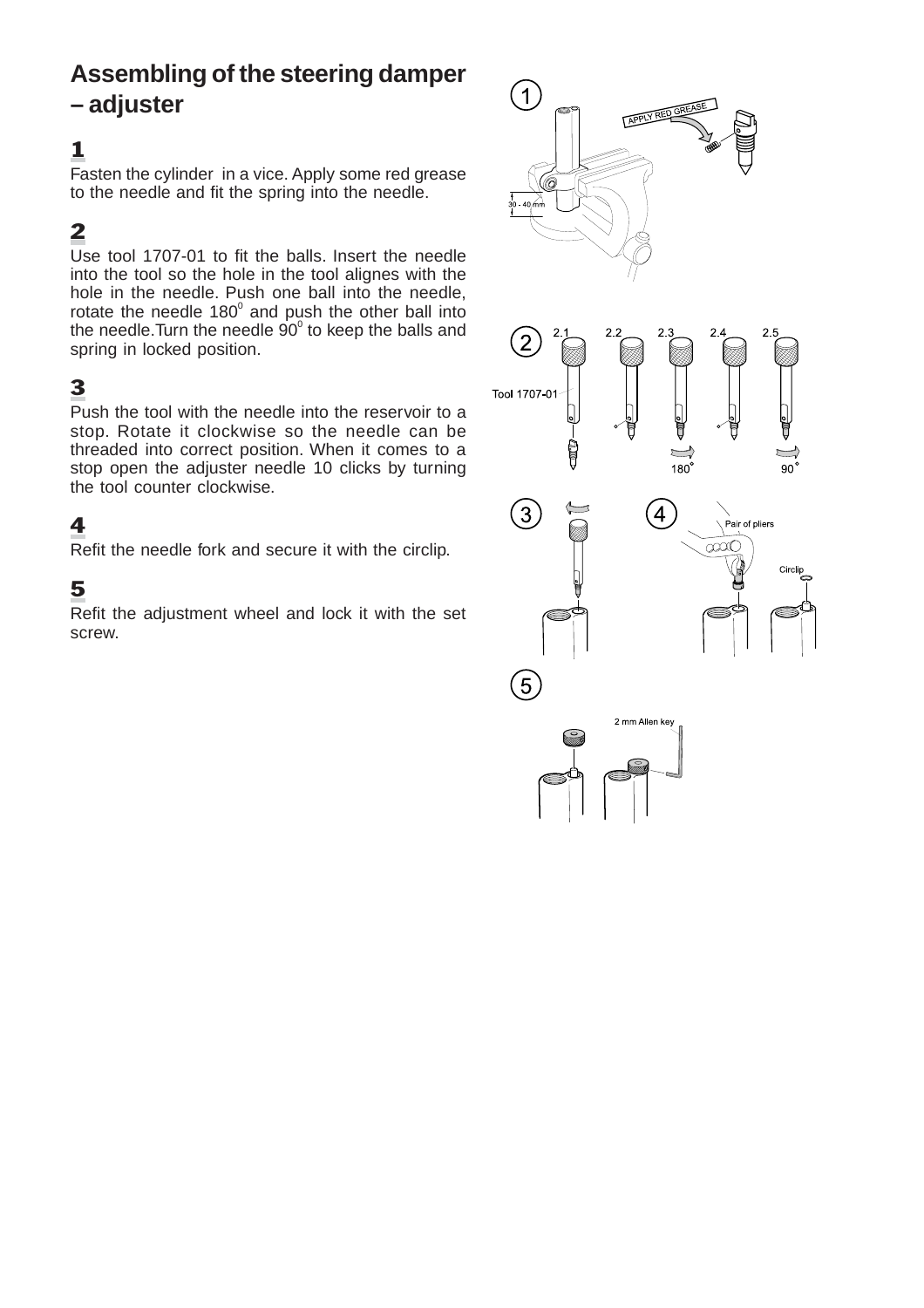# Assembling of the steering damper – adjuster

## 1

Fasten the cylinder in a vice. Apply some red grease to the needle and fit the spring into the needle.

## 2

Use tool 1707-01 to fit the balls. Insert the needle into the tool so the hole in the tool alignes with the hole in the needle. Push one ball into the needle, rotate the needle $180^0$ and push the other ball into the needle.Turn the needle $90^0$ to keep the balls and spring in locked position.

## 3

Push the tool with the needle into the reservoir to a stop. Rotate it clockwise so the needle can be threaded into correct position. When it comes to a stop open the adjuster needle 10 clicks by turning the tool counter clockwise.

## 4

Refit the needle fork and secure it with the circlip.

## 5

Refit the adjustment wheel and lock it with the set screw.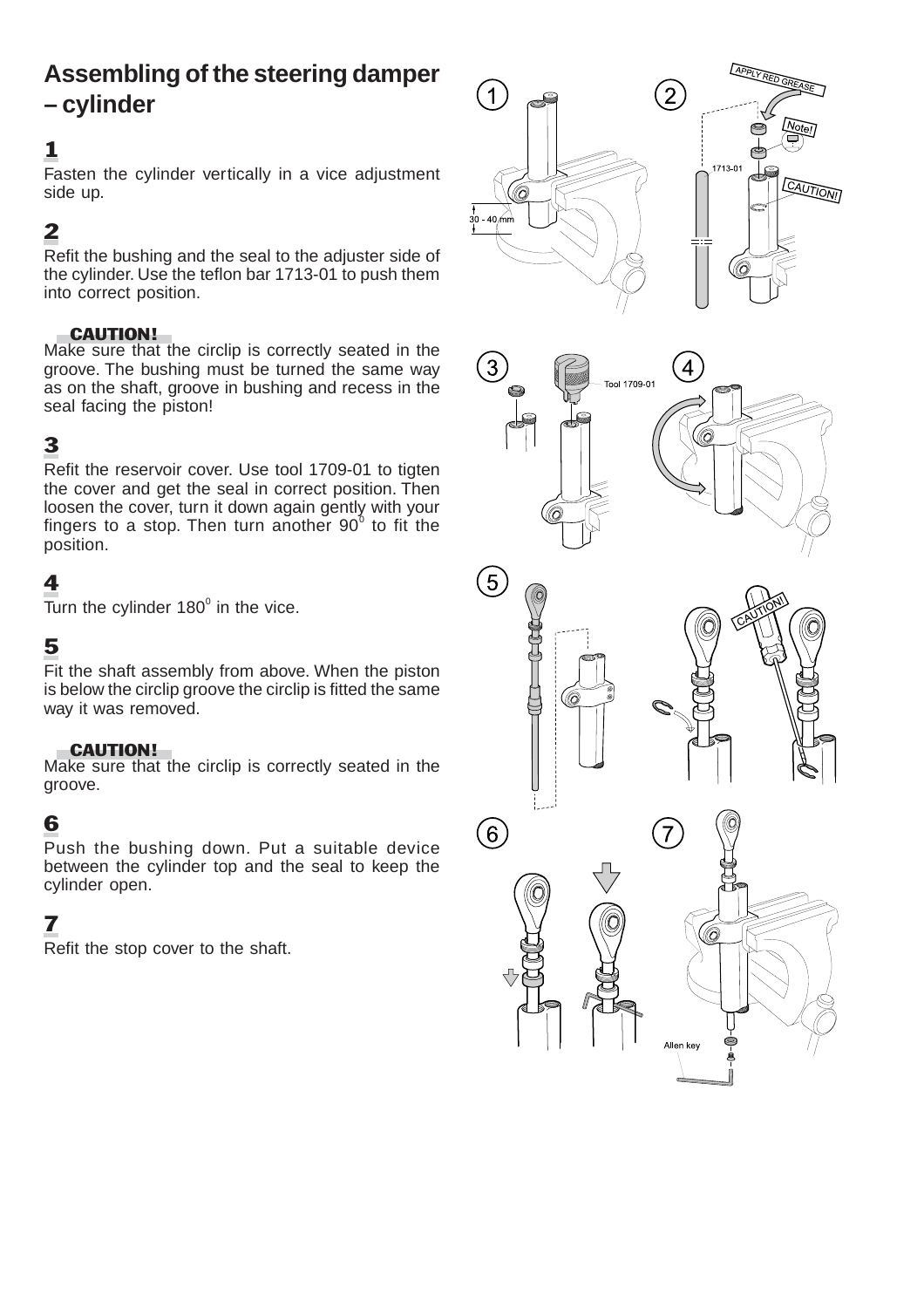# Assembling of the steering damper – cylinder

**1**

Fasten the cylinder vertically in a vice adjustment side up.

**2**

Refit the bushing and the seal to the adjuster side of the cylinder. Use the teflon bar 1713-01 to push them into correct position.

**CAUTION!**

Make sure that the circlip is correctly seated in the groove. The bushing must be turned the same way as on the shaft, groove in bushing and recess in the seal facing the piston!

**3**

Refit the reservoir cover. Use tool 1709-01 to tigten the cover and get the seal in correct position. Then loosen the cover, turn it down again gently with your fingers to a stop. Then turn another 90$^{0}$ to fit the position.

**4**

Turn the cylinder 180$^{0}$ in the vice.

**5**

Fit the shaft assembly from above. When the piston is below the circlip groove the circlip is fitted the same way it was removed.

**CAUTION!**

Make sure that the circlip is correctly seated in the groove.

**6**

Push the bushing down. Put a suitable device between the cylinder top and the seal to keep the cylinder open.

**7**

Refit the stop cover to the shaft.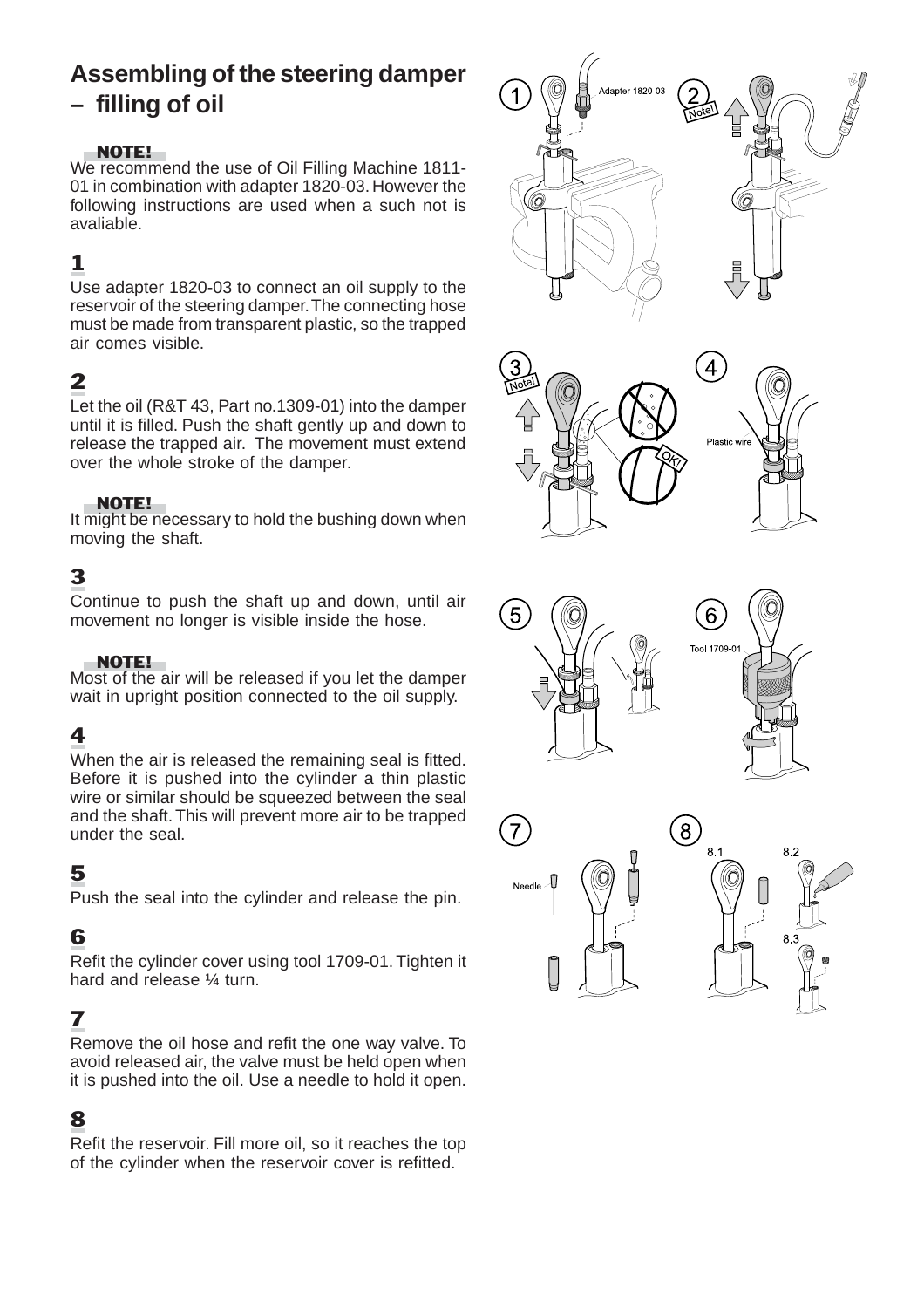# Assembling of the steering damper – filling of oil

**NOTE!**
We recommend the use of Oil Filling Machine 1811-01 in combination with adapter 1820-03. However the following instructions are used when a such not is avaliable.

## 1

Use adapter 1820-03 to connect an oil supply to the reservoir of the steering damper. The connecting hose must be made from transparent plastic, so the trapped air comes visible.

## 2

Let the oil (R&T 43, Part no.1309-01) into the damper until it is filled. Push the shaft gently up and down to release the trapped air. The movement must extend over the whole stroke of the damper.

**NOTE!**
It might be necessary to hold the bushing down when moving the shaft.

## 3

Continue to push the shaft up and down, until air movement no longer is visible inside the hose.

**NOTE!**
Most of the air will be released if you let the damper wait in upright position connected to the oil supply.

## 4

When the air is released the remaining seal is fitted. Before it is pushed into the cylinder a thin plastic wire or similar should be squeezed between the seal and the shaft. This will prevent more air to be trapped under the seal.

## 5

Push the seal into the cylinder and release the pin.

## 6

Refit the cylinder cover using tool 1709-01. Tighten it hard and release ¼ turn.

## 7

Remove the oil hose and refit the one way valve. To avoid released air, the valve must be held open when it is pushed into the oil. Use a needle to hold it open.

## 8

Refit the reservoir. Fill more oil, so it reaches the top of the cylinder when the reservoir cover is refitted.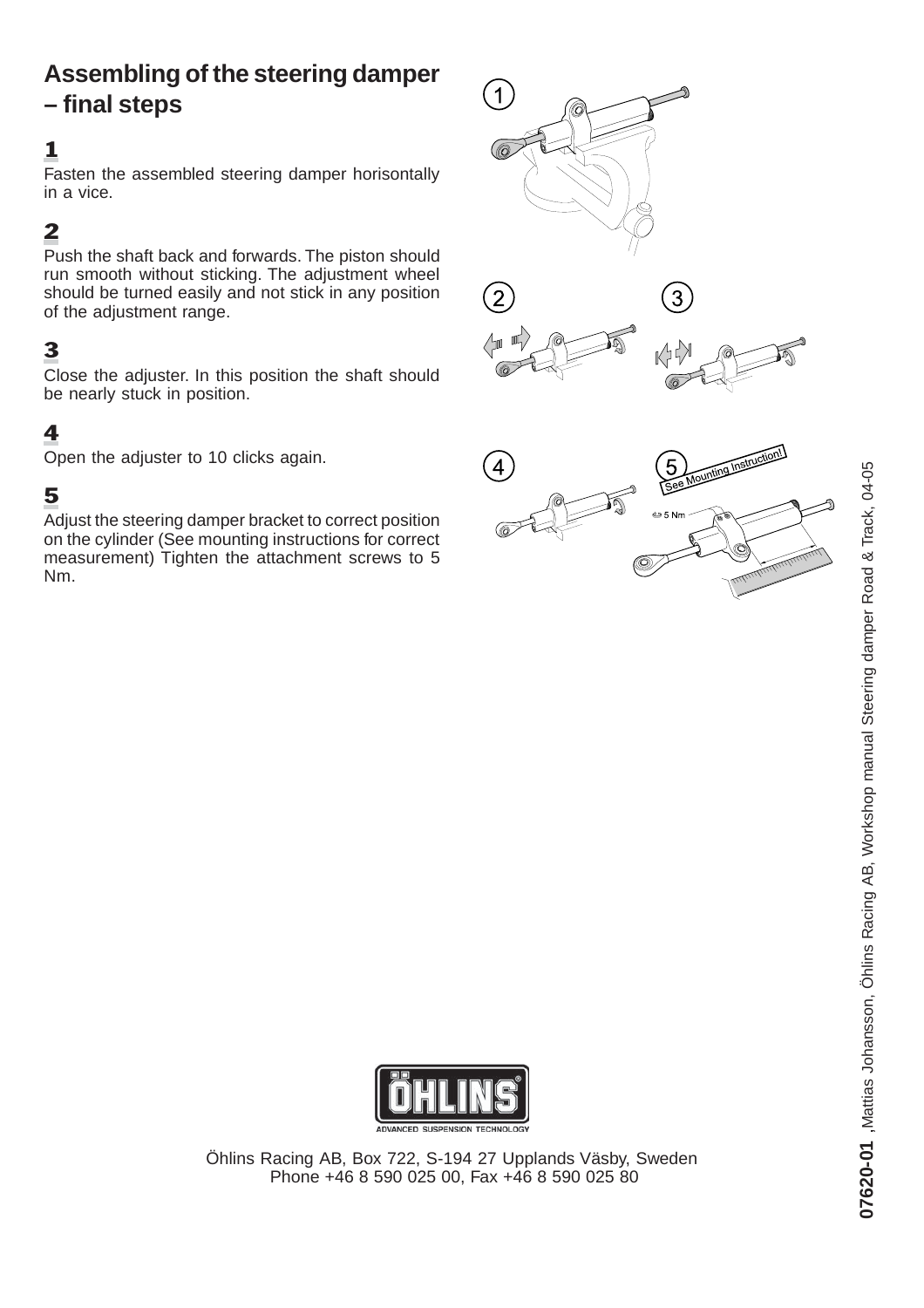## Assembling of the steering damper – final steps

### 1
Fasten the assembled steering damper horisontally in a vice.

### 2
Push the shaft back and forwards. The piston should run smooth without sticking. The adjustment wheel should be turned easily and not stick in any position of the adjustment range.

### 3
Close the adjuster. In this position the shaft should be nearly stuck in position.

### 4
Open the adjuster to 10 clicks again.

### 5
Adjust the steering damper bracket to correct position on the cylinder (See mounting instructions for correct measurement) Tighten the attachment screws to 5 Nm.

Öhlins Racing AB, Box 722, S-194 27 Upplands Väsby, Sweden
Phone +46 8 590 025 00, Fax +46 8 590 025 80

**07620-01** ,Mattias Johansson, Öhlins Racing AB, Workshop manual Steering damper Road & Track, 04-05